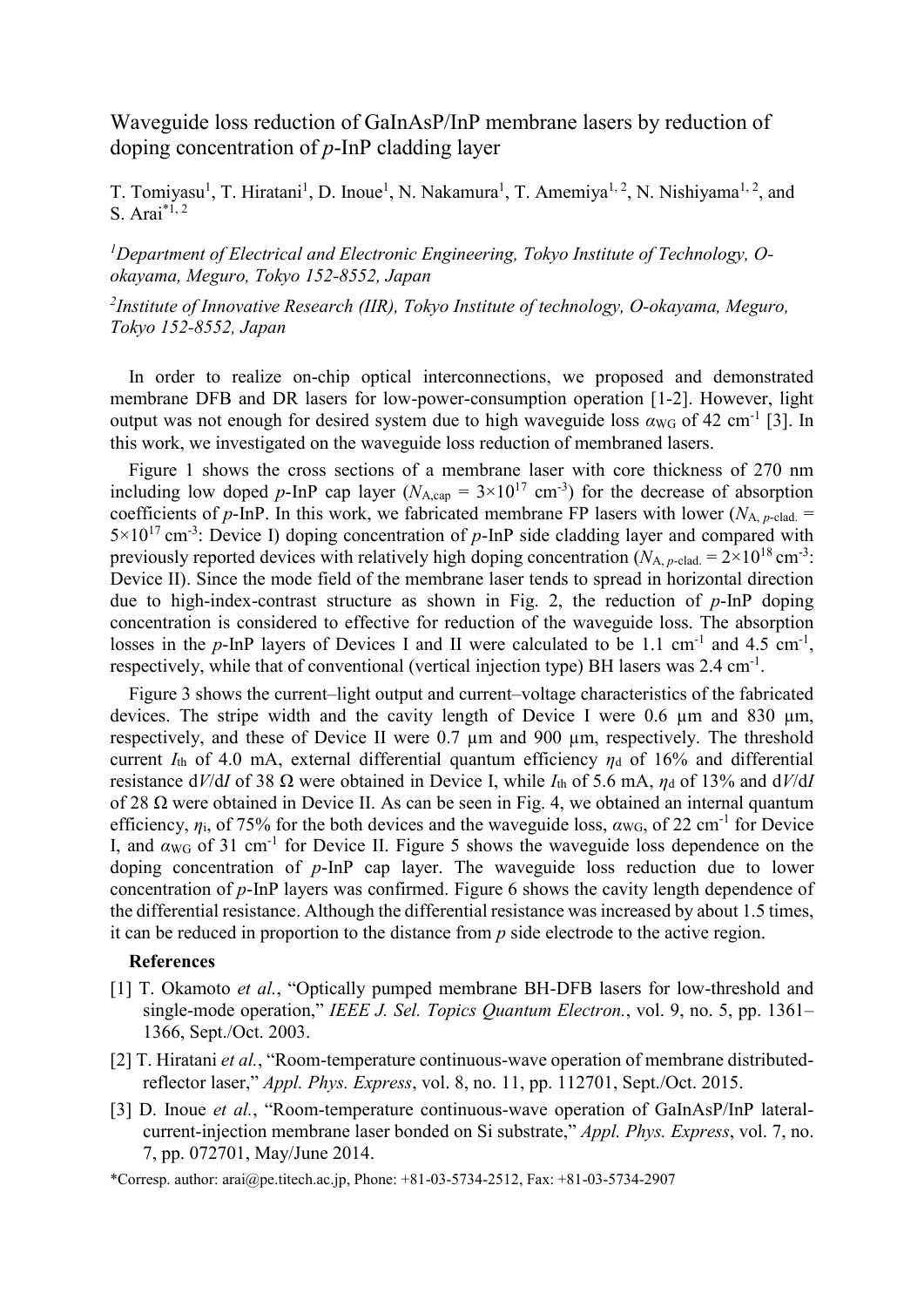# Waveguide loss reduction of GaInAsP/InP membrane lasers by reduction of doping concentration of *p*-InP cladding layer

T. Tomiyasu[1], T. Hiratani[1], D. Inoue[1], N. Nakamura[1], T. Amemiya[1, 2], N. Nishiyama[1, 2], and S. Arai[*1, 2]

[1]*Department of Electrical and Electronic Engineering, Tokyo Institute of Technology, O-okayama, Meguro, Tokyo 152-8552, Japan*

[2]*Institute of Innovative Research (IIR), Tokyo Institute of technology, O-okayama, Meguro, Tokyo 152-8552, Japan*

In order to realize on-chip optical interconnections, we proposed and demonstrated membrane DFB and DR lasers for low-power-consumption operation [1-2]. However, light output was not enough for desired system due to high waveguide loss $\alpha_{WG}$ of 42 cm$^{-1}$ [3]. In this work, we investigated on the waveguide loss reduction of membraned lasers.

Figure 1 shows the cross sections of a membrane laser with core thickness of 270 nm including low doped *p*-InP cap layer ($N_{A,cap}$ = 3×10$^{17}$ cm$^{-3}$) for the decrease of absorption coefficients of *p*-InP. In this work, we fabricated membrane FP lasers with lower ($N_{A,\,p\text{-clad.}}$ = 5×10$^{17}$ cm$^{-3}$: Device I) doping concentration of *p*-InP side cladding layer and compared with previously reported devices with relatively high doping concentration ($N_{A,\,p\text{-clad.}}$ = 2×10$^{18}$ cm$^{-3}$: Device II). Since the mode field of the membrane laser tends to spread in horizontal direction due to high-index-contrast structure as shown in Fig. 2, the reduction of *p*-InP doping concentration is considered to effective for reduction of the waveguide loss. The absorption losses in the *p*-InP layers of Devices I and II were calculated to be 1.1 cm$^{-1}$ and 4.5 cm$^{-1}$, respectively, while that of conventional (vertical injection type) BH lasers was 2.4 cm$^{-1}$.

Figure 3 shows the current–light output and current–voltage characteristics of the fabricated devices. The stripe width and the cavity length of Device I were 0.6 μm and 830 μm, respectively, and these of Device II were 0.7 μm and 900 μm, respectively. The threshold current $I_{th}$ of 4.0 mA, external differential quantum efficiency $\eta_d$ of 16% and differential resistance $dV/dI$ of 38 Ω were obtained in Device I, while $I_{th}$ of 5.6 mA, $\eta_d$ of 13% and $dV/dI$ of 28 Ω were obtained in Device II. As can be seen in Fig. 4, we obtained an internal quantum efficiency, $\eta_i$, of 75% for the both devices and the waveguide loss, $\alpha_{WG}$, of 22 cm$^{-1}$ for Device I, and $\alpha_{WG}$ of 31 cm$^{-1}$ for Device II. Figure 5 shows the waveguide loss dependence on the doping concentration of *p*-InP cap layer. The waveguide loss reduction due to lower concentration of *p*-InP layers was confirmed. Figure 6 shows the cavity length dependence of the differential resistance. Although the differential resistance was increased by about 1.5 times, it can be reduced in proportion to the distance from *p* side electrode to the active region.

**References**

[1] T. Okamoto *et al.*, "Optically pumped membrane BH-DFB lasers for low-threshold and single-mode operation," *IEEE J. Sel. Topics Quantum Electron.*, vol. 9, no. 5, pp. 1361–1366, Sept./Oct. 2003.

[2] T. Hiratani *et al.*, "Room-temperature continuous-wave operation of membrane distributed-reflector laser," *Appl. Phys. Express*, vol. 8, no. 11, pp. 112701, Sept./Oct. 2015.

[3] D. Inoue *et al.*, "Room-temperature continuous-wave operation of GaInAsP/InP lateral-current-injection membrane laser bonded on Si substrate," *Appl. Phys. Express*, vol. 7, no. 7, pp. 072701, May/June 2014.

*Corresp. author: arai@pe.titech.ac.jp, Phone: +81-03-5734-2512, Fax: +81-03-5734-2907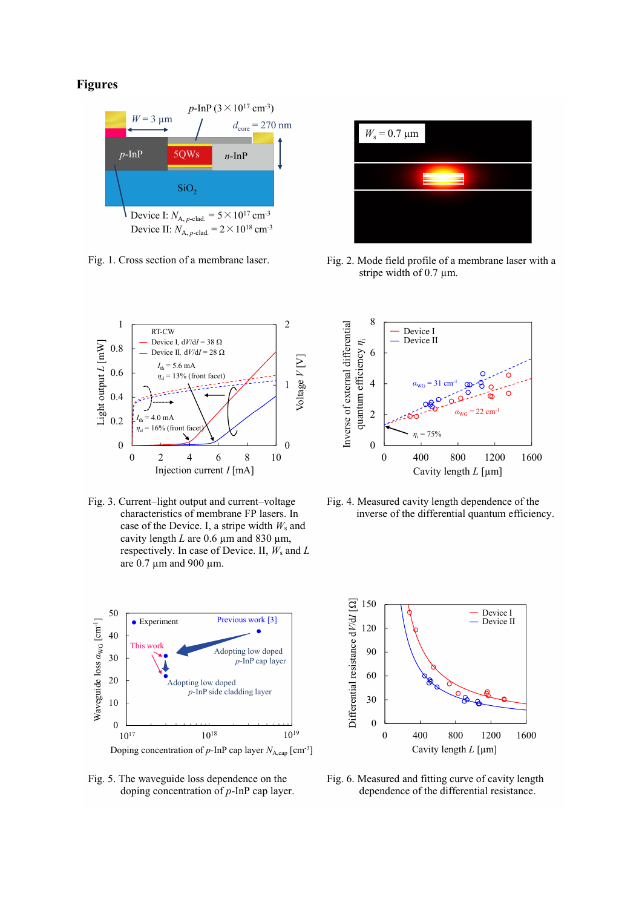## Figures

$W = 3$ µm

p-InP ($3\times10^{17}$ cm$^{-3}$)

$d_{core}$ = 270 nm

p-InP

5QWs

n-InP

$SiO_2$

Device I: $N_{A,\ p\text{-clad.}} = 5\times10^{17}$ cm$^{-3}$

Device II: $N_{A,\ p\text{-clad.}} = 2\times10^{18}$ cm$^{-3}$

Fig. 1. Cross section of a membrane laser.

$W_s$ = 0.7 µm

Fig. 2. Mode field profile of a membrane laser with a stripe width of 0.7 µm.

RT-CW

Device I, $dV/dI$ = 38 Ω

Device II, $dV/dI$ = 28 Ω

$I_{th}$ = 5.6 mA

$\eta_d$ = 13% (front facet)

$I_{th}$ = 4.0 mA

$\eta_d$ = 16% (front facet)

Light output $L$ [mW]

Voltage $V$ [V]

Injection current $I$ [mA]

0 0.2 0.4 0.6 0.8 1

0 1 2

0 2 4 6 8 10

Fig. 3. Current–light output and current–voltage characteristics of membrane FP lasers. In case of the Device. I, a stripe width $W_s$ and cavity length $L$ are 0.6 µm and 830 µm, respectively. In case of Device. II, $W_s$ and $L$ are 0.7 µm and 900 µm.

Device I

Device II

$\alpha_{WG}$ = 31 cm$^{-1}$

$\alpha_{WG}$ = 22 cm$^{-1}$

$\eta_i$ = 75%

Inverse of external differential quantum efficiency $\eta_i$

Cavity length $L$ [µm]

0 2 4 6 8

0 400 800 1200 1600

Fig. 4. Measured cavity length dependence of the inverse of the differential quantum efficiency.

Experiment

Previous work [3]

This work

Adopting low doped p-InP cap layer

Adopting low doped p-InP side cladding layer

Waveguide loss $\alpha_{WG}$ [cm$^{-1}$]

Doping concentration of p-InP cap layer $N_{A,cap}$ [cm$^{-3}$]

0 10 20 30 40 50

$10^{17}$ $10^{18}$ $10^{19}$

Fig. 5. The waveguide loss dependence on the doping concentration of p-InP cap layer.

Device I

Device II

Differential resistance $dV/dI$ [Ω]

Cavity length $L$ [µm]

0 30 60 90 120 150

0 400 800 1200 1600

Fig. 6. Measured and fitting curve of cavity length dependence of the differential resistance.